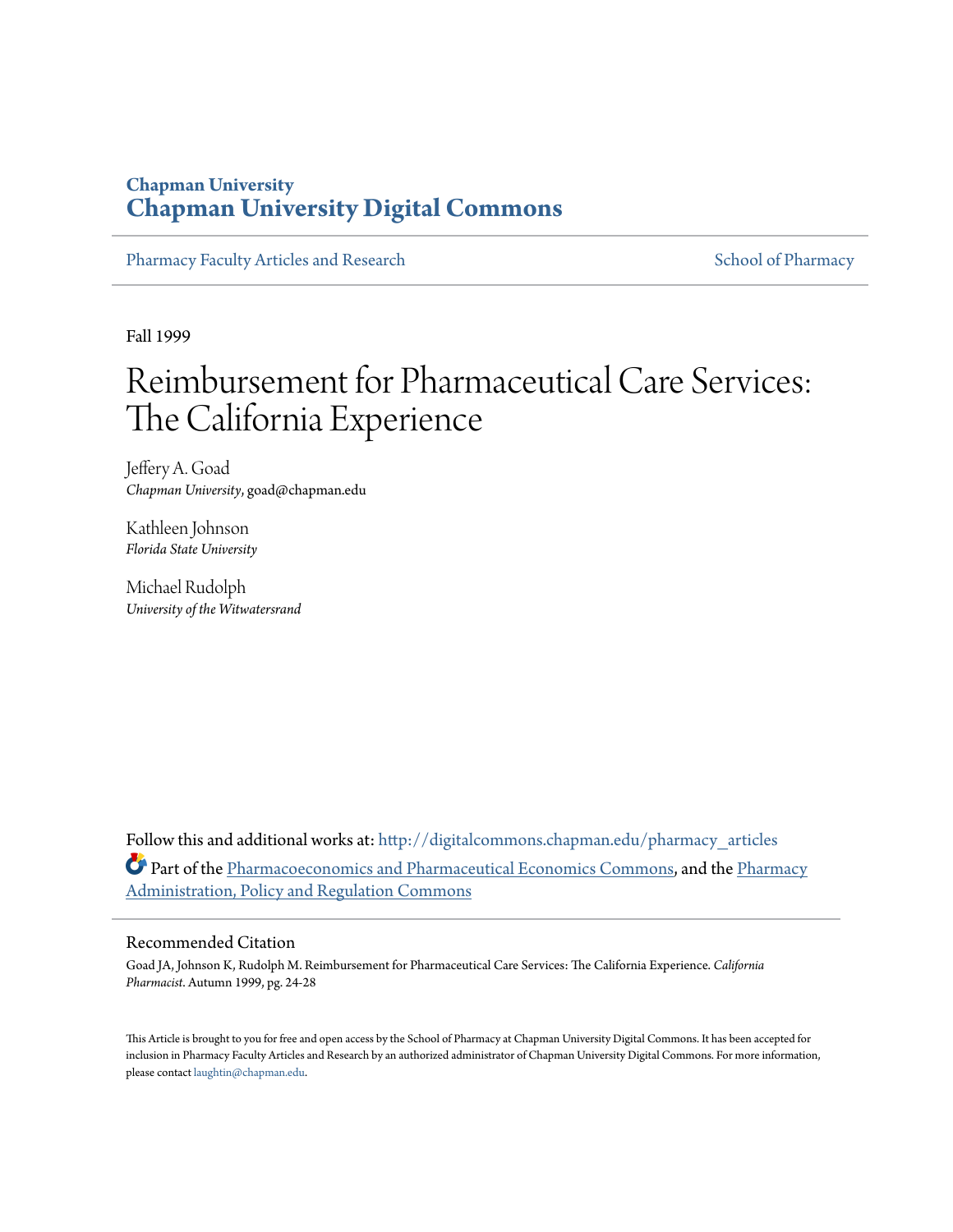Chapman University

# Chapman University Digital Commons

Pharmacy Faculty Articles and Research

School of Pharmacy

Fall 1999

# Reimbursement for Pharmaceutical Care Services: The California Experience

Jeffery A. Goad
*Chapman University*, goad@chapman.edu

Kathleen Johnson
*Florida State University*

Michael Rudolph
*University of the Witwatersrand*

Follow this and additional works at: http://digitalcommons.chapman.edu/pharmacy_articles

Part of the Pharmacoeconomics and Pharmaceutical Economics Commons, and the Pharmacy Administration, Policy and Regulation Commons

## Recommended Citation

Goad JA, Johnson K, Rudolph M. Reimbursement for Pharmaceutical Care Services: The California Experience. *California Pharmacist.* Autumn 1999, pg. 24-28

This Article is brought to you for free and open access by the School of Pharmacy at Chapman University Digital Commons. It has been accepted for inclusion in Pharmacy Faculty Articles and Research by an authorized administrator of Chapman University Digital Commons. For more information, please contact laughtin@chapman.edu.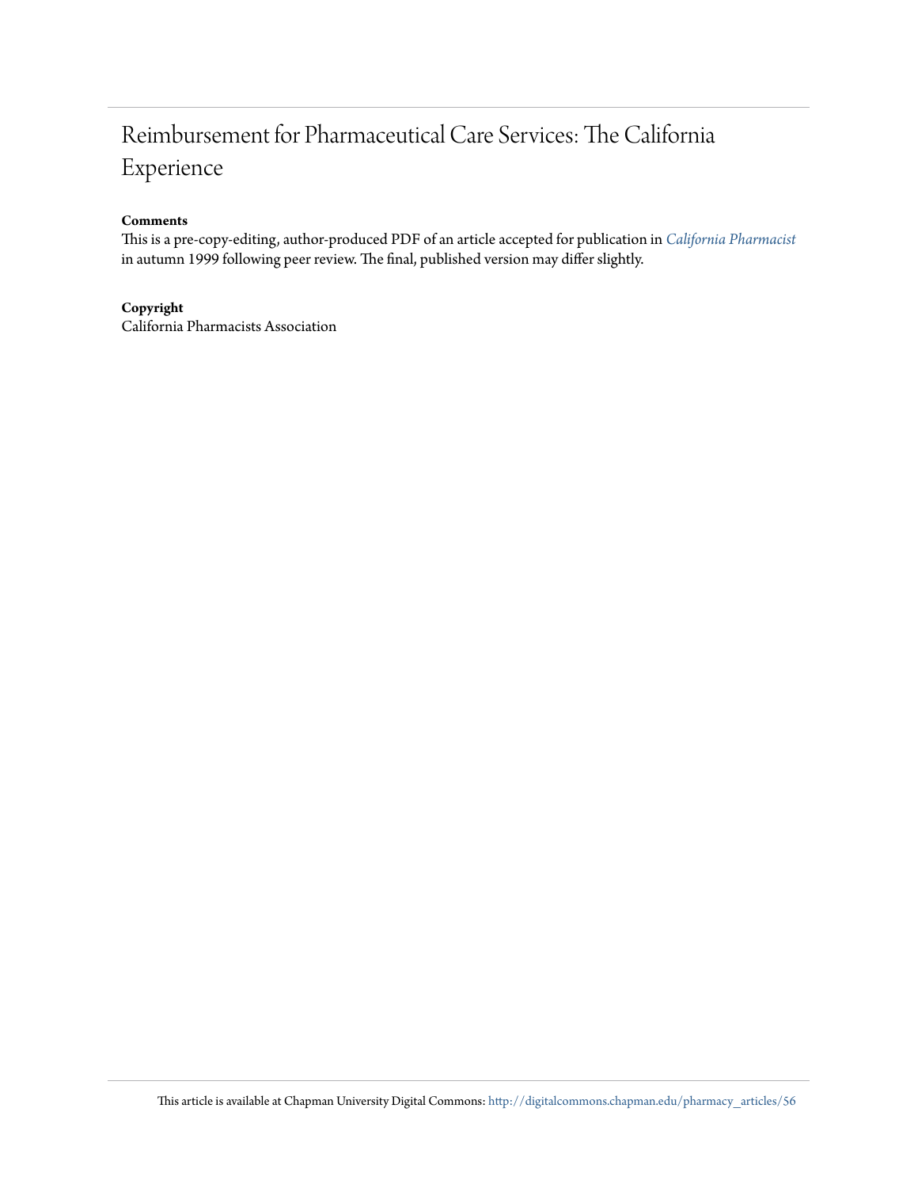# Reimbursement for Pharmaceutical Care Services: The California Experience

**Comments**

This is a pre-copy-editing, author-produced PDF of an article accepted for publication in *California Pharmacist* in autumn 1999 following peer review. The final, published version may differ slightly.

**Copyright**

California Pharmacists Association

This article is available at Chapman University Digital Commons: http://digitalcommons.chapman.edu/pharmacy_articles/56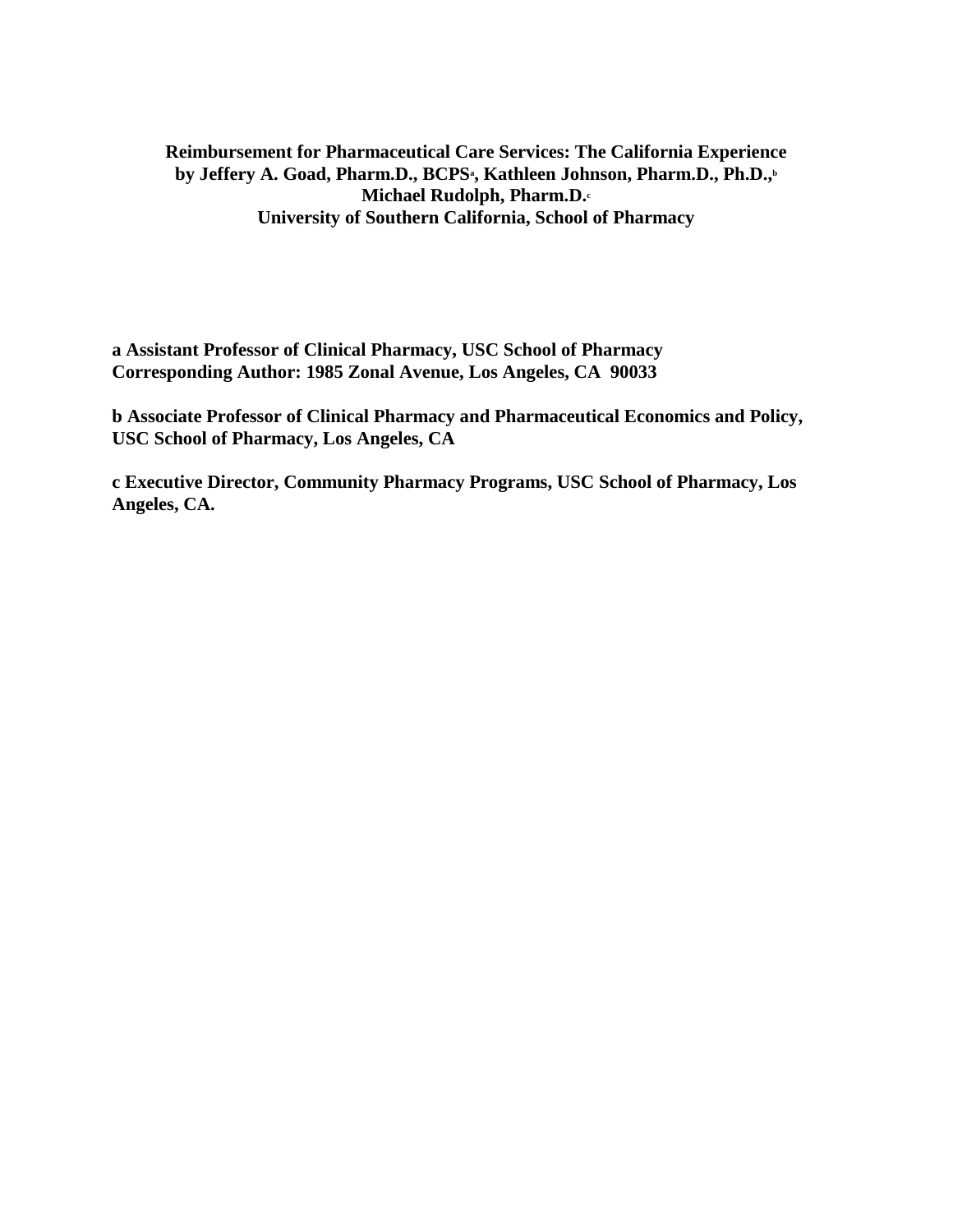**Reimbursement for Pharmaceutical Care Services: The California Experience**
**by Jeffery A. Goad, Pharm.D., BCPS[a], Kathleen Johnson, Pharm.D., Ph.D.,[b]**
**Michael Rudolph, Pharm.D.[c]**
**University of Southern California, School of Pharmacy**

**a Assistant Professor of Clinical Pharmacy, USC School of Pharmacy**
**Corresponding Author: 1985 Zonal Avenue, Los Angeles, CA 90033**

**b Associate Professor of Clinical Pharmacy and Pharmaceutical Economics and Policy, USC School of Pharmacy, Los Angeles, CA**

**c Executive Director, Community Pharmacy Programs, USC School of Pharmacy, Los Angeles, CA.**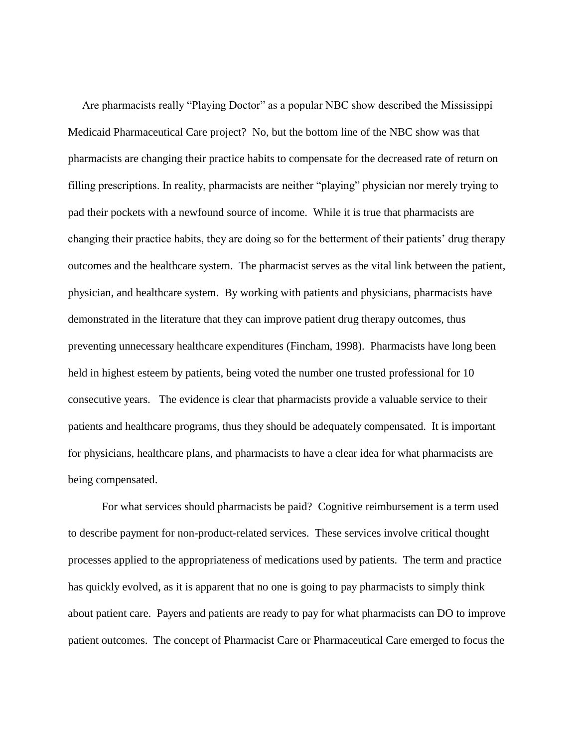Are pharmacists really "Playing Doctor" as a popular NBC show described the Mississippi Medicaid Pharmaceutical Care project? No, but the bottom line of the NBC show was that pharmacists are changing their practice habits to compensate for the decreased rate of return on filling prescriptions. In reality, pharmacists are neither "playing" physician nor merely trying to pad their pockets with a newfound source of income. While it is true that pharmacists are changing their practice habits, they are doing so for the betterment of their patients' drug therapy outcomes and the healthcare system. The pharmacist serves as the vital link between the patient, physician, and healthcare system. By working with patients and physicians, pharmacists have demonstrated in the literature that they can improve patient drug therapy outcomes, thus preventing unnecessary healthcare expenditures (Fincham, 1998). Pharmacists have long been held in highest esteem by patients, being voted the number one trusted professional for 10 consecutive years. The evidence is clear that pharmacists provide a valuable service to their patients and healthcare programs, thus they should be adequately compensated. It is important for physicians, healthcare plans, and pharmacists to have a clear idea for what pharmacists are being compensated.

For what services should pharmacists be paid? Cognitive reimbursement is a term used to describe payment for non-product-related services. These services involve critical thought processes applied to the appropriateness of medications used by patients. The term and practice has quickly evolved, as it is apparent that no one is going to pay pharmacists to simply think about patient care. Payers and patients are ready to pay for what pharmacists can DO to improve patient outcomes. The concept of Pharmacist Care or Pharmaceutical Care emerged to focus the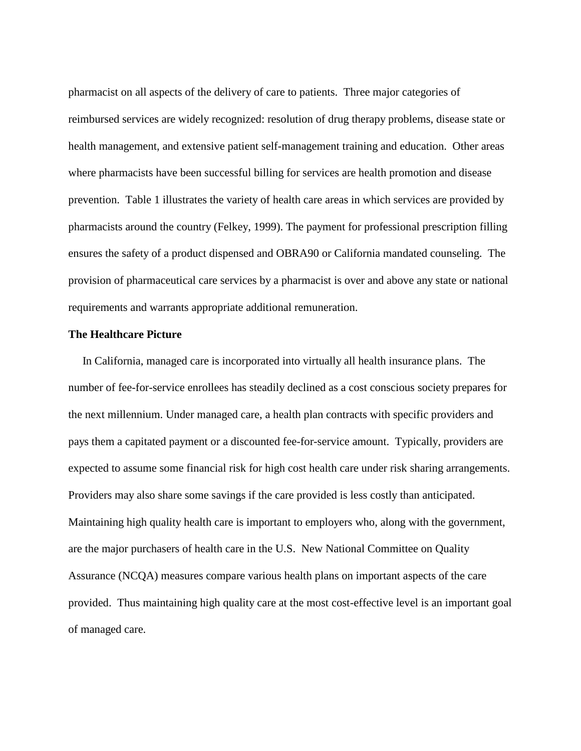pharmacist on all aspects of the delivery of care to patients. Three major categories of reimbursed services are widely recognized: resolution of drug therapy problems, disease state or health management, and extensive patient self-management training and education. Other areas where pharmacists have been successful billing for services are health promotion and disease prevention. Table 1 illustrates the variety of health care areas in which services are provided by pharmacists around the country (Felkey, 1999). The payment for professional prescription filling ensures the safety of a product dispensed and OBRA90 or California mandated counseling. The provision of pharmaceutical care services by a pharmacist is over and above any state or national requirements and warrants appropriate additional remuneration.

**The Healthcare Picture**

In California, managed care is incorporated into virtually all health insurance plans. The number of fee-for-service enrollees has steadily declined as a cost conscious society prepares for the next millennium. Under managed care, a health plan contracts with specific providers and pays them a capitated payment or a discounted fee-for-service amount. Typically, providers are expected to assume some financial risk for high cost health care under risk sharing arrangements. Providers may also share some savings if the care provided is less costly than anticipated. Maintaining high quality health care is important to employers who, along with the government, are the major purchasers of health care in the U.S. New National Committee on Quality Assurance (NCQA) measures compare various health plans on important aspects of the care provided. Thus maintaining high quality care at the most cost-effective level is an important goal of managed care.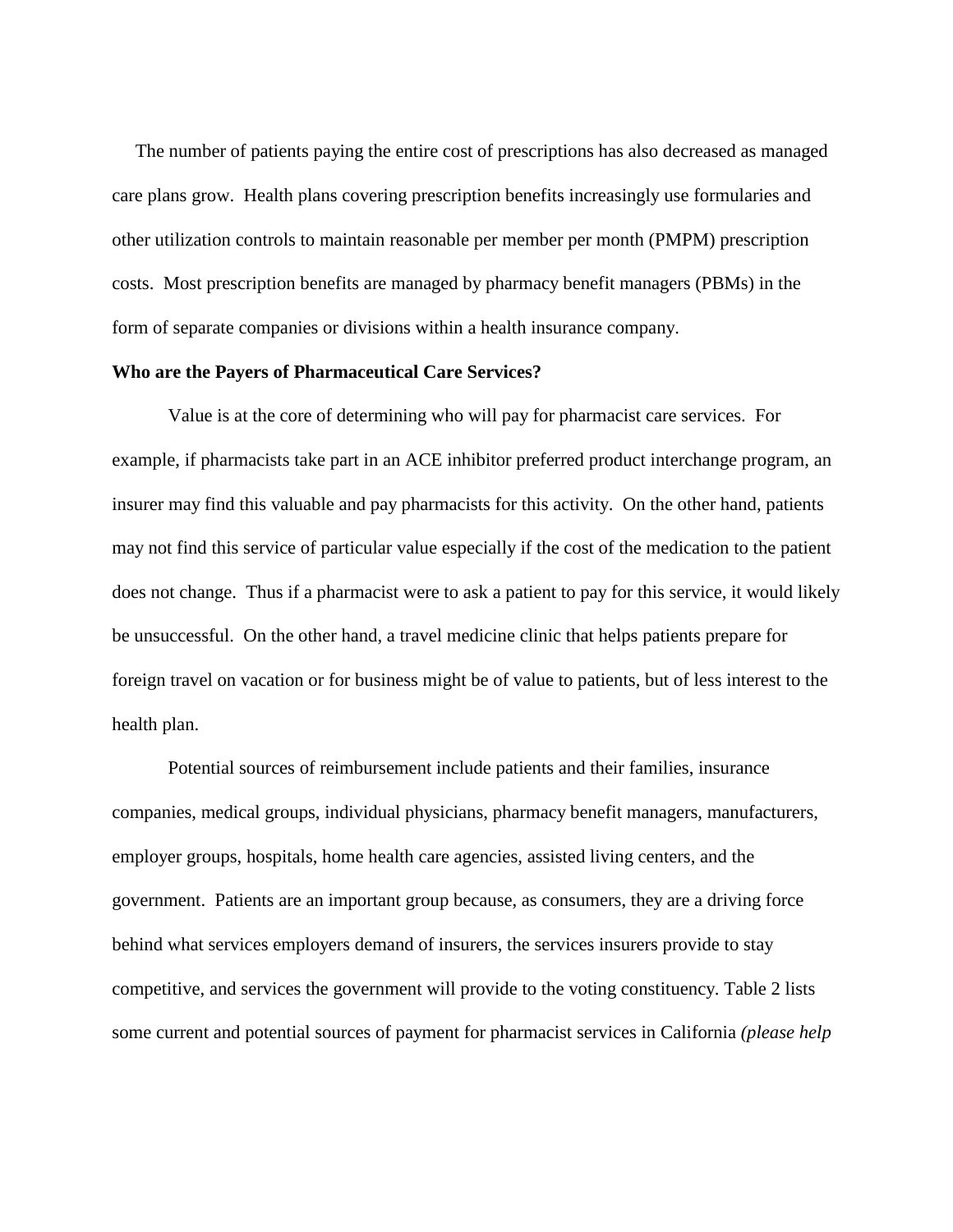The number of patients paying the entire cost of prescriptions has also decreased as managed care plans grow. Health plans covering prescription benefits increasingly use formularies and other utilization controls to maintain reasonable per member per month (PMPM) prescription costs. Most prescription benefits are managed by pharmacy benefit managers (PBMs) in the form of separate companies or divisions within a health insurance company.

**Who are the Payers of Pharmaceutical Care Services?**

Value is at the core of determining who will pay for pharmacist care services. For example, if pharmacists take part in an ACE inhibitor preferred product interchange program, an insurer may find this valuable and pay pharmacists for this activity. On the other hand, patients may not find this service of particular value especially if the cost of the medication to the patient does not change. Thus if a pharmacist were to ask a patient to pay for this service, it would likely be unsuccessful. On the other hand, a travel medicine clinic that helps patients prepare for foreign travel on vacation or for business might be of value to patients, but of less interest to the health plan.

Potential sources of reimbursement include patients and their families, insurance companies, medical groups, individual physicians, pharmacy benefit managers, manufacturers, employer groups, hospitals, home health care agencies, assisted living centers, and the government. Patients are an important group because, as consumers, they are a driving force behind what services employers demand of insurers, the services insurers provide to stay competitive, and services the government will provide to the voting constituency. Table 2 lists some current and potential sources of payment for pharmacist services in California *(please help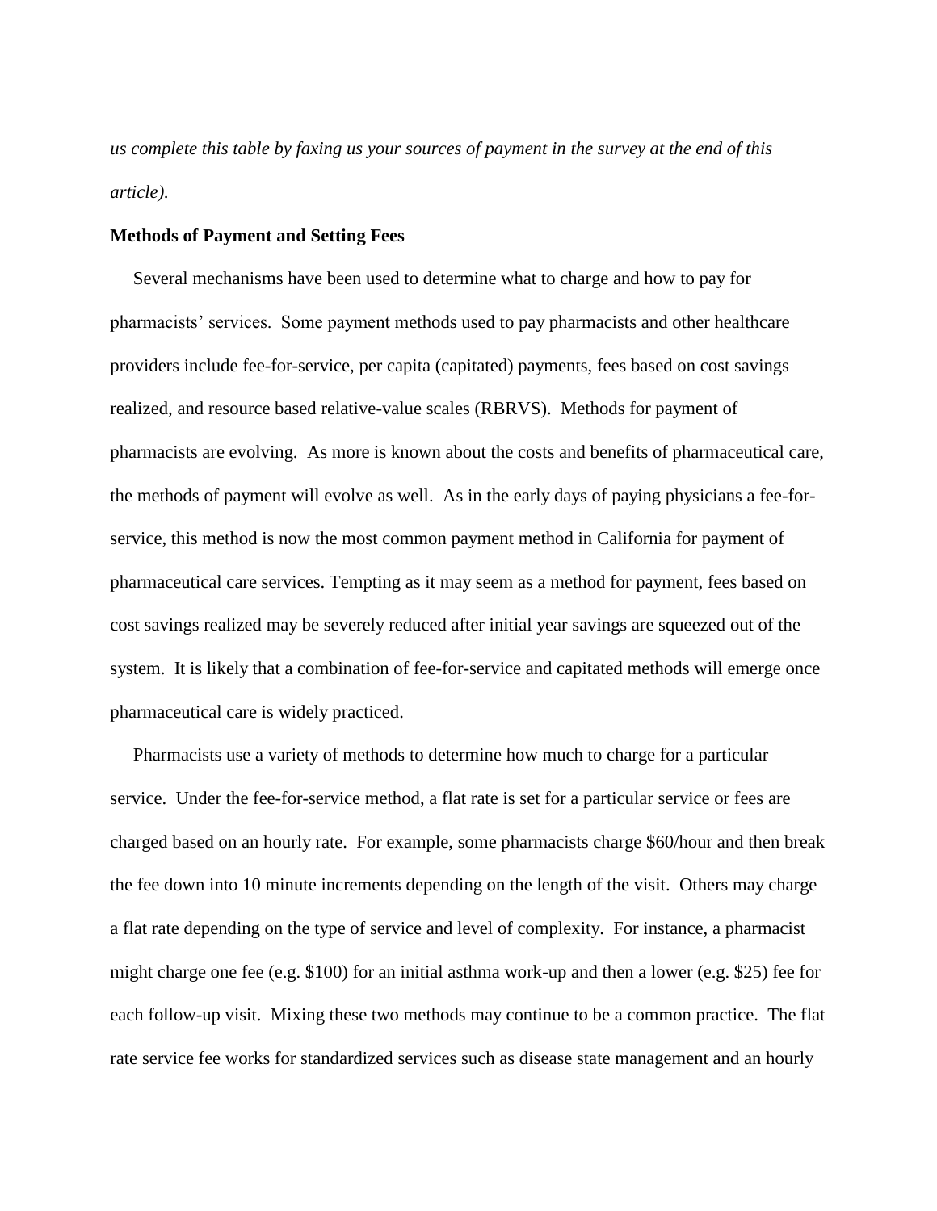*us complete this table by faxing us your sources of payment in the survey at the end of this article).*

**Methods of Payment and Setting Fees**

Several mechanisms have been used to determine what to charge and how to pay for pharmacists' services. Some payment methods used to pay pharmacists and other healthcare providers include fee-for-service, per capita (capitated) payments, fees based on cost savings realized, and resource based relative-value scales (RBRVS). Methods for payment of pharmacists are evolving. As more is known about the costs and benefits of pharmaceutical care, the methods of payment will evolve as well. As in the early days of paying physicians a fee-for-service, this method is now the most common payment method in California for payment of pharmaceutical care services. Tempting as it may seem as a method for payment, fees based on cost savings realized may be severely reduced after initial year savings are squeezed out of the system. It is likely that a combination of fee-for-service and capitated methods will emerge once pharmaceutical care is widely practiced.

Pharmacists use a variety of methods to determine how much to charge for a particular service. Under the fee-for-service method, a flat rate is set for a particular service or fees are charged based on an hourly rate. For example, some pharmacists charge $60/hour and then break the fee down into 10 minute increments depending on the length of the visit. Others may charge a flat rate depending on the type of service and level of complexity. For instance, a pharmacist might charge one fee (e.g. $100) for an initial asthma work-up and then a lower (e.g. $25) fee for each follow-up visit. Mixing these two methods may continue to be a common practice. The flat rate service fee works for standardized services such as disease state management and an hourly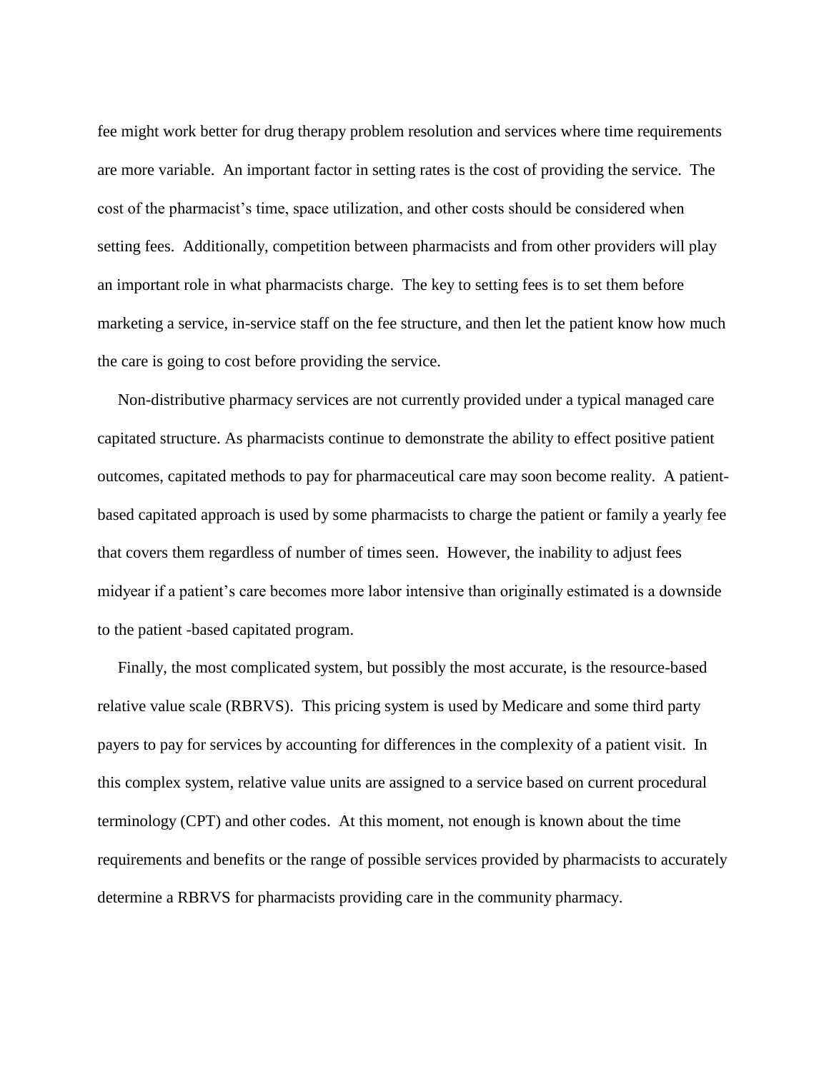fee might work better for drug therapy problem resolution and services where time requirements are more variable. An important factor in setting rates is the cost of providing the service. The cost of the pharmacist's time, space utilization, and other costs should be considered when setting fees. Additionally, competition between pharmacists and from other providers will play an important role in what pharmacists charge. The key to setting fees is to set them before marketing a service, in-service staff on the fee structure, and then let the patient know how much the care is going to cost before providing the service.

Non-distributive pharmacy services are not currently provided under a typical managed care capitated structure. As pharmacists continue to demonstrate the ability to effect positive patient outcomes, capitated methods to pay for pharmaceutical care may soon become reality. A patient-based capitated approach is used by some pharmacists to charge the patient or family a yearly fee that covers them regardless of number of times seen. However, the inability to adjust fees midyear if a patient's care becomes more labor intensive than originally estimated is a downside to the patient -based capitated program.

Finally, the most complicated system, but possibly the most accurate, is the resource-based relative value scale (RBRVS). This pricing system is used by Medicare and some third party payers to pay for services by accounting for differences in the complexity of a patient visit. In this complex system, relative value units are assigned to a service based on current procedural terminology (CPT) and other codes. At this moment, not enough is known about the time requirements and benefits or the range of possible services provided by pharmacists to accurately determine a RBRVS for pharmacists providing care in the community pharmacy.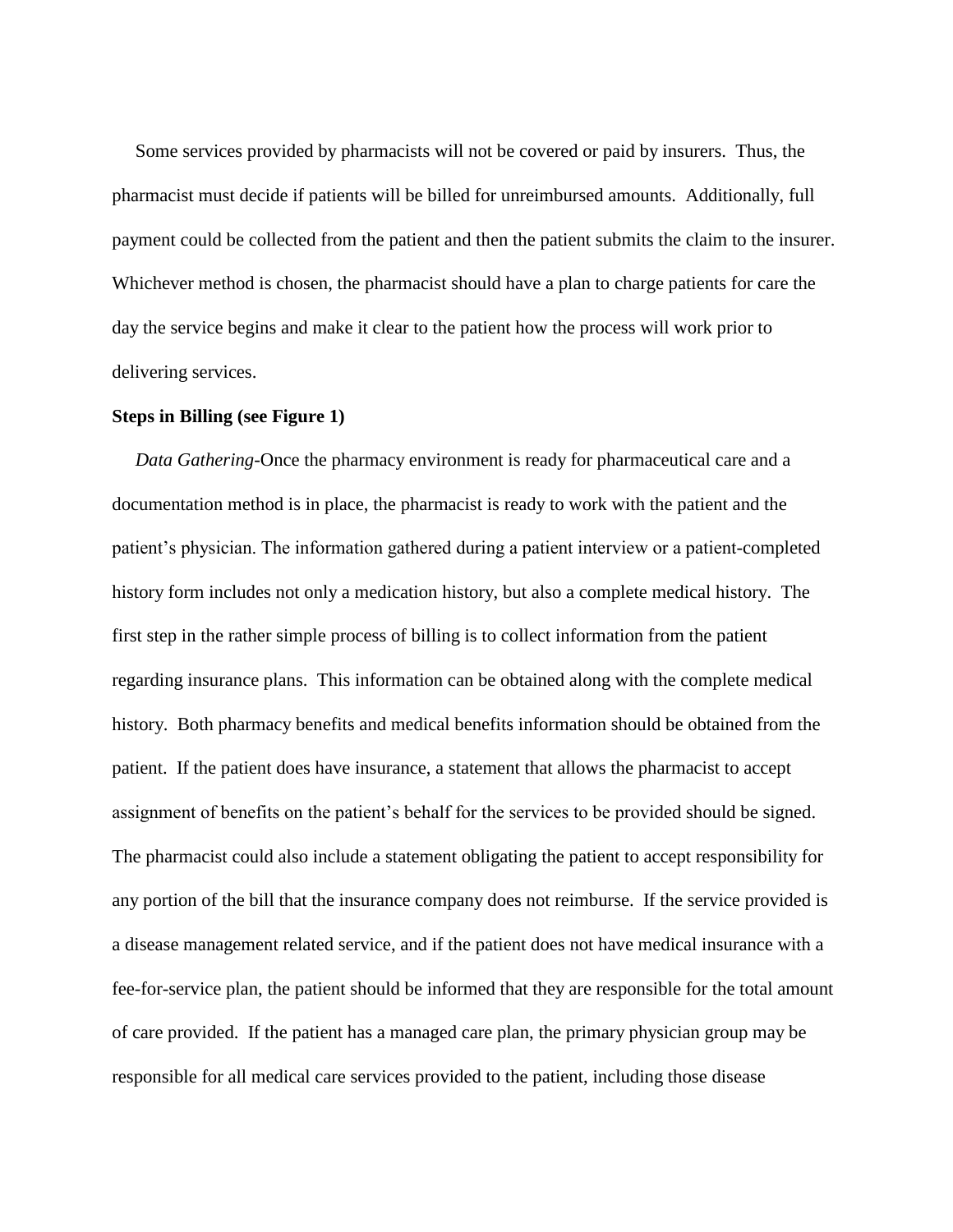Some services provided by pharmacists will not be covered or paid by insurers. Thus, the pharmacist must decide if patients will be billed for unreimbursed amounts. Additionally, full payment could be collected from the patient and then the patient submits the claim to the insurer. Whichever method is chosen, the pharmacist should have a plan to charge patients for care the day the service begins and make it clear to the patient how the process will work prior to delivering services.

**Steps in Billing (see Figure 1)**

*Data Gathering*-Once the pharmacy environment is ready for pharmaceutical care and a documentation method is in place, the pharmacist is ready to work with the patient and the patient's physician. The information gathered during a patient interview or a patient-completed history form includes not only a medication history, but also a complete medical history. The first step in the rather simple process of billing is to collect information from the patient regarding insurance plans. This information can be obtained along with the complete medical history. Both pharmacy benefits and medical benefits information should be obtained from the patient. If the patient does have insurance, a statement that allows the pharmacist to accept assignment of benefits on the patient's behalf for the services to be provided should be signed. The pharmacist could also include a statement obligating the patient to accept responsibility for any portion of the bill that the insurance company does not reimburse. If the service provided is a disease management related service, and if the patient does not have medical insurance with a fee-for-service plan, the patient should be informed that they are responsible for the total amount of care provided. If the patient has a managed care plan, the primary physician group may be responsible for all medical care services provided to the patient, including those disease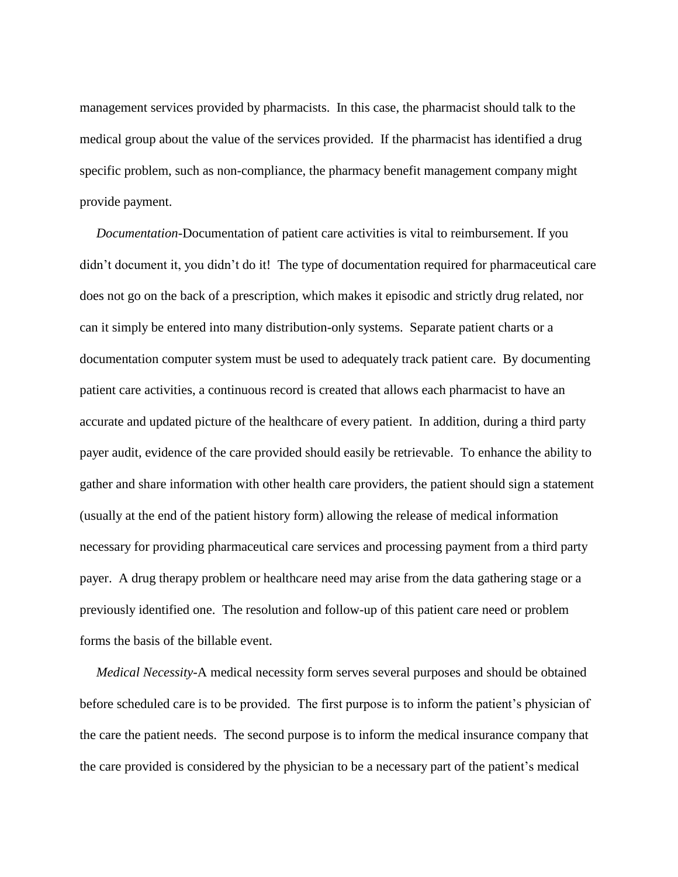management services provided by pharmacists. In this case, the pharmacist should talk to the medical group about the value of the services provided. If the pharmacist has identified a drug specific problem, such as non-compliance, the pharmacy benefit management company might provide payment.

*Documentation*-Documentation of patient care activities is vital to reimbursement. If you didn't document it, you didn't do it! The type of documentation required for pharmaceutical care does not go on the back of a prescription, which makes it episodic and strictly drug related, nor can it simply be entered into many distribution-only systems. Separate patient charts or a documentation computer system must be used to adequately track patient care. By documenting patient care activities, a continuous record is created that allows each pharmacist to have an accurate and updated picture of the healthcare of every patient. In addition, during a third party payer audit, evidence of the care provided should easily be retrievable. To enhance the ability to gather and share information with other health care providers, the patient should sign a statement (usually at the end of the patient history form) allowing the release of medical information necessary for providing pharmaceutical care services and processing payment from a third party payer. A drug therapy problem or healthcare need may arise from the data gathering stage or a previously identified one. The resolution and follow-up of this patient care need or problem forms the basis of the billable event.

*Medical Necessity*-A medical necessity form serves several purposes and should be obtained before scheduled care is to be provided. The first purpose is to inform the patient's physician of the care the patient needs. The second purpose is to inform the medical insurance company that the care provided is considered by the physician to be a necessary part of the patient's medical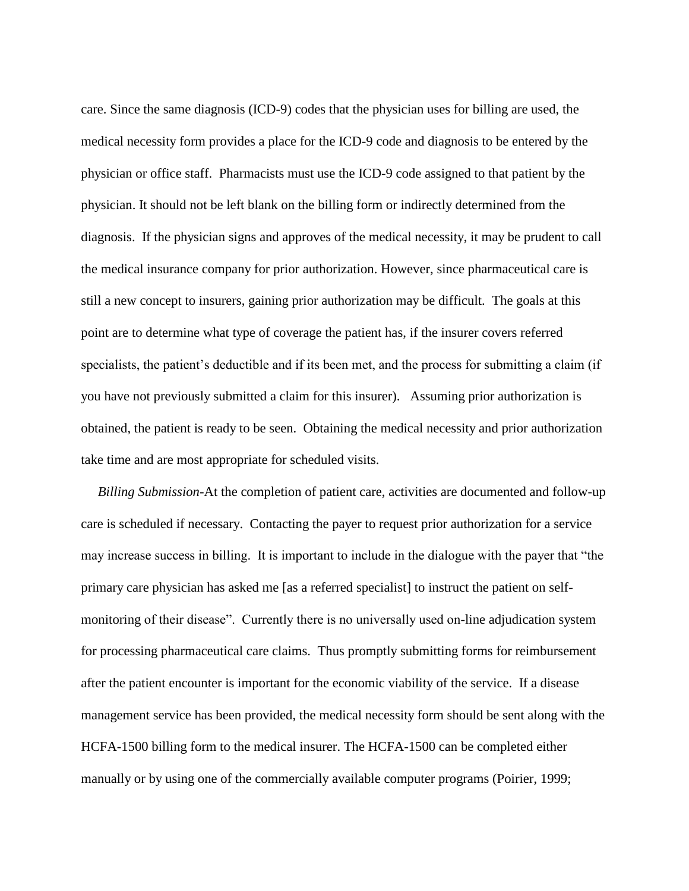care. Since the same diagnosis (ICD-9) codes that the physician uses for billing are used, the medical necessity form provides a place for the ICD-9 code and diagnosis to be entered by the physician or office staff. Pharmacists must use the ICD-9 code assigned to that patient by the physician. It should not be left blank on the billing form or indirectly determined from the diagnosis. If the physician signs and approves of the medical necessity, it may be prudent to call the medical insurance company for prior authorization. However, since pharmaceutical care is still a new concept to insurers, gaining prior authorization may be difficult. The goals at this point are to determine what type of coverage the patient has, if the insurer covers referred specialists, the patient's deductible and if its been met, and the process for submitting a claim (if you have not previously submitted a claim for this insurer). Assuming prior authorization is obtained, the patient is ready to be seen. Obtaining the medical necessity and prior authorization take time and are most appropriate for scheduled visits.

*Billing Submission*-At the completion of patient care, activities are documented and follow-up care is scheduled if necessary. Contacting the payer to request prior authorization for a service may increase success in billing. It is important to include in the dialogue with the payer that "the primary care physician has asked me [as a referred specialist] to instruct the patient on self-monitoring of their disease". Currently there is no universally used on-line adjudication system for processing pharmaceutical care claims. Thus promptly submitting forms for reimbursement after the patient encounter is important for the economic viability of the service. If a disease management service has been provided, the medical necessity form should be sent along with the HCFA-1500 billing form to the medical insurer. The HCFA-1500 can be completed either manually or by using one of the commercially available computer programs (Poirier, 1999;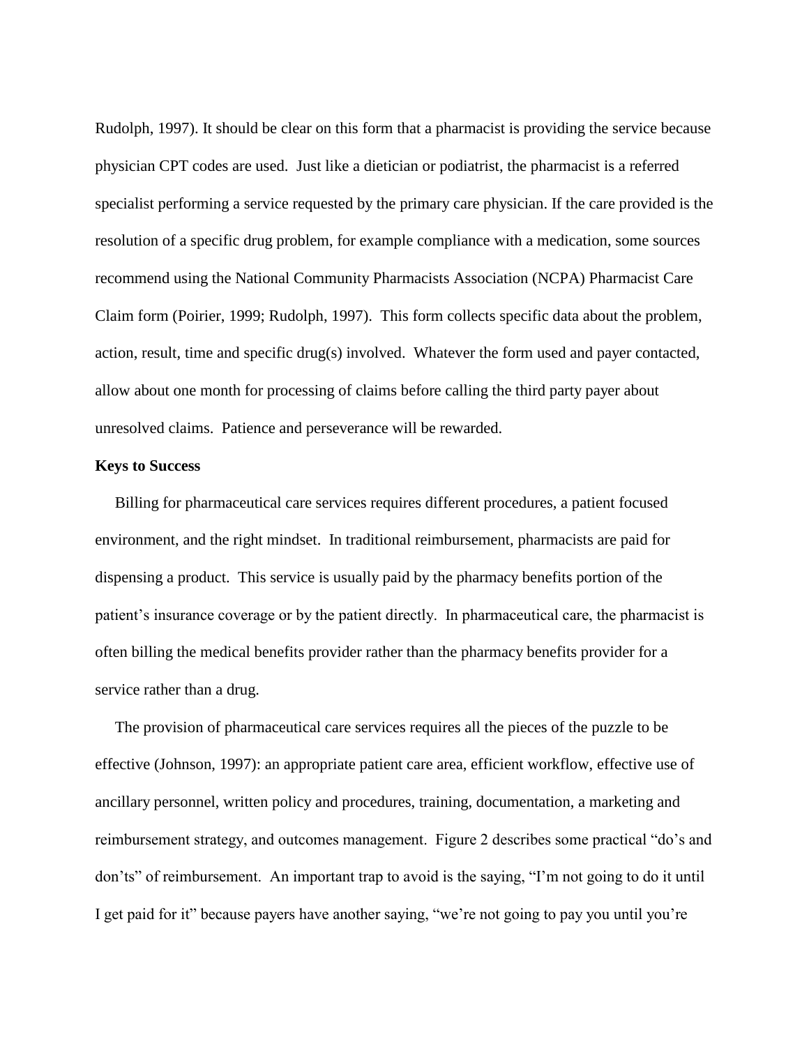Rudolph, 1997). It should be clear on this form that a pharmacist is providing the service because physician CPT codes are used. Just like a dietician or podiatrist, the pharmacist is a referred specialist performing a service requested by the primary care physician. If the care provided is the resolution of a specific drug problem, for example compliance with a medication, some sources recommend using the National Community Pharmacists Association (NCPA) Pharmacist Care Claim form (Poirier, 1999; Rudolph, 1997). This form collects specific data about the problem, action, result, time and specific drug(s) involved. Whatever the form used and payer contacted, allow about one month for processing of claims before calling the third party payer about unresolved claims. Patience and perseverance will be rewarded.

**Keys to Success**

Billing for pharmaceutical care services requires different procedures, a patient focused environment, and the right mindset. In traditional reimbursement, pharmacists are paid for dispensing a product. This service is usually paid by the pharmacy benefits portion of the patient's insurance coverage or by the patient directly. In pharmaceutical care, the pharmacist is often billing the medical benefits provider rather than the pharmacy benefits provider for a service rather than a drug.

The provision of pharmaceutical care services requires all the pieces of the puzzle to be effective (Johnson, 1997): an appropriate patient care area, efficient workflow, effective use of ancillary personnel, written policy and procedures, training, documentation, a marketing and reimbursement strategy, and outcomes management. Figure 2 describes some practical "do's and don'ts" of reimbursement. An important trap to avoid is the saying, "I'm not going to do it until I get paid for it" because payers have another saying, "we're not going to pay you until you're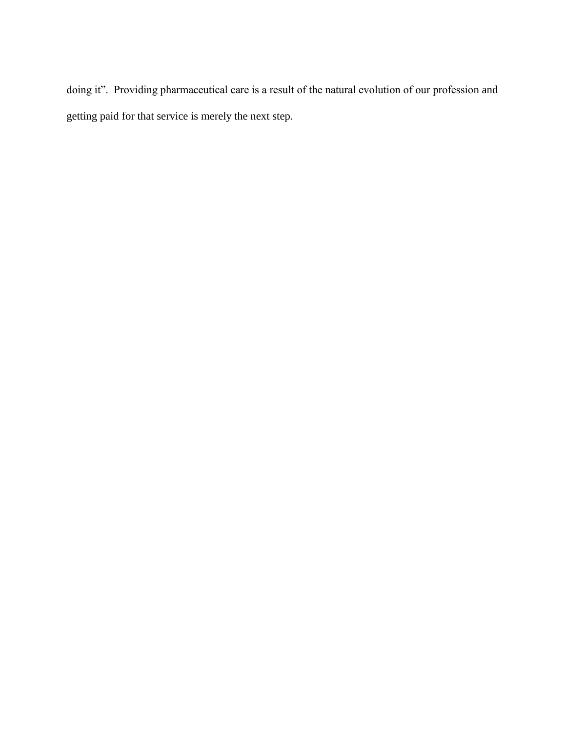doing it”.  Providing pharmaceutical care is a result of the natural evolution of our profession and getting paid for that service is merely the next step.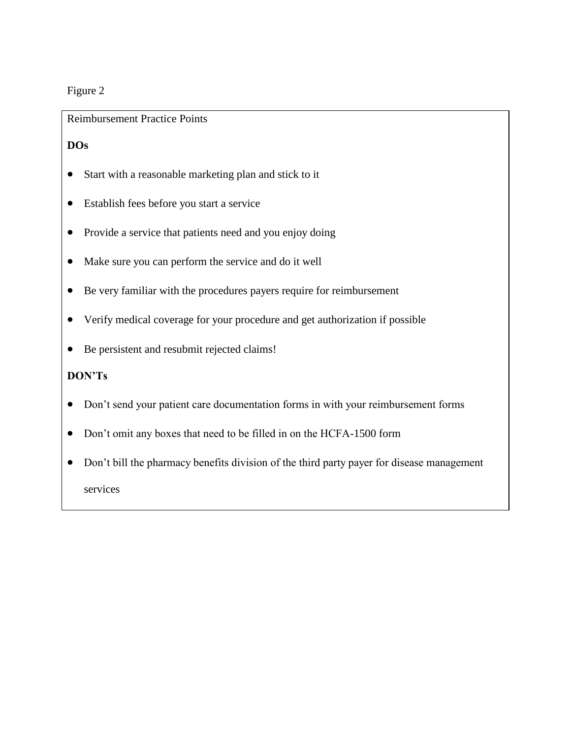Figure 2

Reimbursement Practice Points

**DOs**

- Start with a reasonable marketing plan and stick to it
- Establish fees before you start a service
- Provide a service that patients need and you enjoy doing
- Make sure you can perform the service and do it well
- Be very familiar with the procedures payers require for reimbursement
- Verify medical coverage for your procedure and get authorization if possible
- Be persistent and resubmit rejected claims!

**DON'Ts**

- Don't send your patient care documentation forms in with your reimbursement forms
- Don't omit any boxes that need to be filled in on the HCFA-1500 form
- Don't bill the pharmacy benefits division of the third party payer for disease management services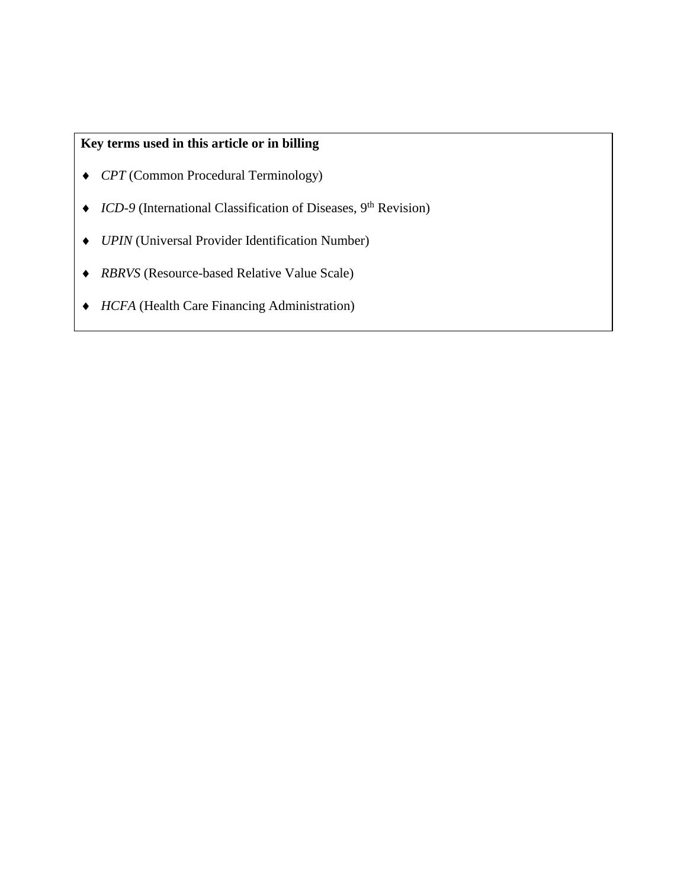**Key terms used in this article or in billing**

- *CPT* (Common Procedural Terminology)
- *ICD-9* (International Classification of Diseases, 9th Revision)
- *UPIN* (Universal Provider Identification Number)
- *RBRVS* (Resource-based Relative Value Scale)
- *HCFA* (Health Care Financing Administration)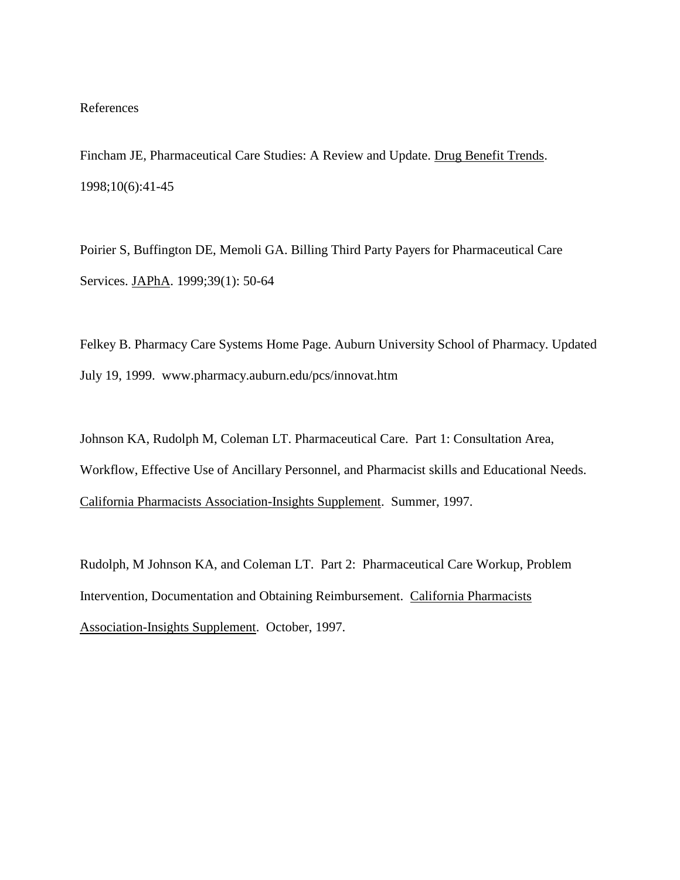References

Fincham JE, Pharmaceutical Care Studies: A Review and Update. Drug Benefit Trends. 1998;10(6):41-45

Poirier S, Buffington DE, Memoli GA. Billing Third Party Payers for Pharmaceutical Care Services. JAPhA. 1999;39(1): 50-64

Felkey B. Pharmacy Care Systems Home Page. Auburn University School of Pharmacy. Updated July 19, 1999. www.pharmacy.auburn.edu/pcs/innovat.htm

Johnson KA, Rudolph M, Coleman LT. Pharmaceutical Care. Part 1: Consultation Area, Workflow, Effective Use of Ancillary Personnel, and Pharmacist skills and Educational Needs. California Pharmacists Association-Insights Supplement. Summer, 1997.

Rudolph, M Johnson KA, and Coleman LT. Part 2: Pharmaceutical Care Workup, Problem Intervention, Documentation and Obtaining Reimbursement. California Pharmacists Association-Insights Supplement. October, 1997.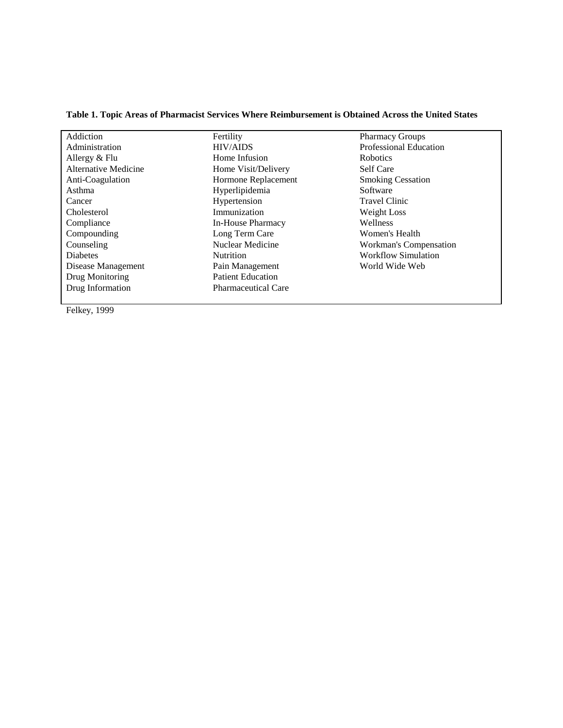**Table 1. Topic Areas of Pharmacist Services Where Reimbursement is Obtained Across the United States**

| | | |
|---|---|---|
| Addiction | Fertility | Pharmacy Groups |
| Administration | HIV/AIDS | Professional Education |
| Allergy & Flu | Home Infusion | Robotics |
| Alternative Medicine | Home Visit/Delivery | Self Care |
| Anti-Coagulation | Hormone Replacement | Smoking Cessation |
| Asthma | Hyperlipidemia | Software |
| Cancer | Hypertension | Travel Clinic |
| Cholesterol | Immunization | Weight Loss |
| Compliance | In-House Pharmacy | Wellness |
| Compounding | Long Term Care | Women's Health |
| Counseling | Nuclear Medicine | Workman's Compensation |
| Diabetes | Nutrition | Workflow Simulation |
| Disease Management | Pain Management | World Wide Web |
| Drug Monitoring | Patient Education | |
| Drug Information | Pharmaceutical Care | |

Felkey, 1999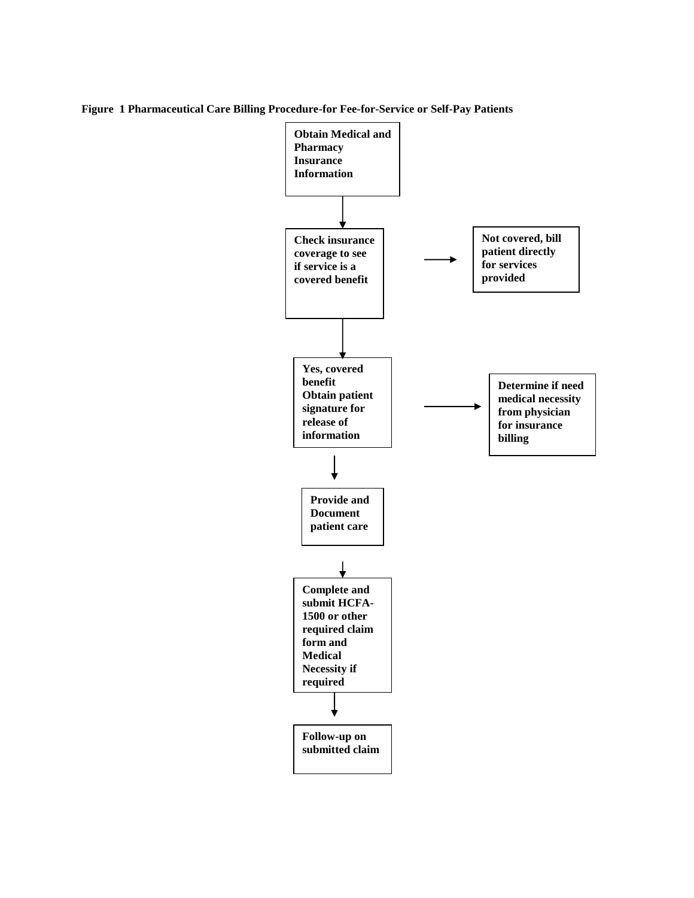**Figure 1 Pharmaceutical Care Billing Procedure-for Fee-for-Service or Self-Pay Patients**

**Obtain Medical and Pharmacy Insurance Information**

↓

**Check insurance coverage to see if service is a covered benefit** → **Not covered, bill patient directly for services provided**

↓

**Yes, covered benefit Obtain patient signature for release of information** → **Determine if need medical necessity from physician for insurance billing**

↓

**Provide and Document patient care**

↓

**Complete and submit HCFA-1500 or other required claim form and Medical Necessity if required**

↓

**Follow-up on submitted claim**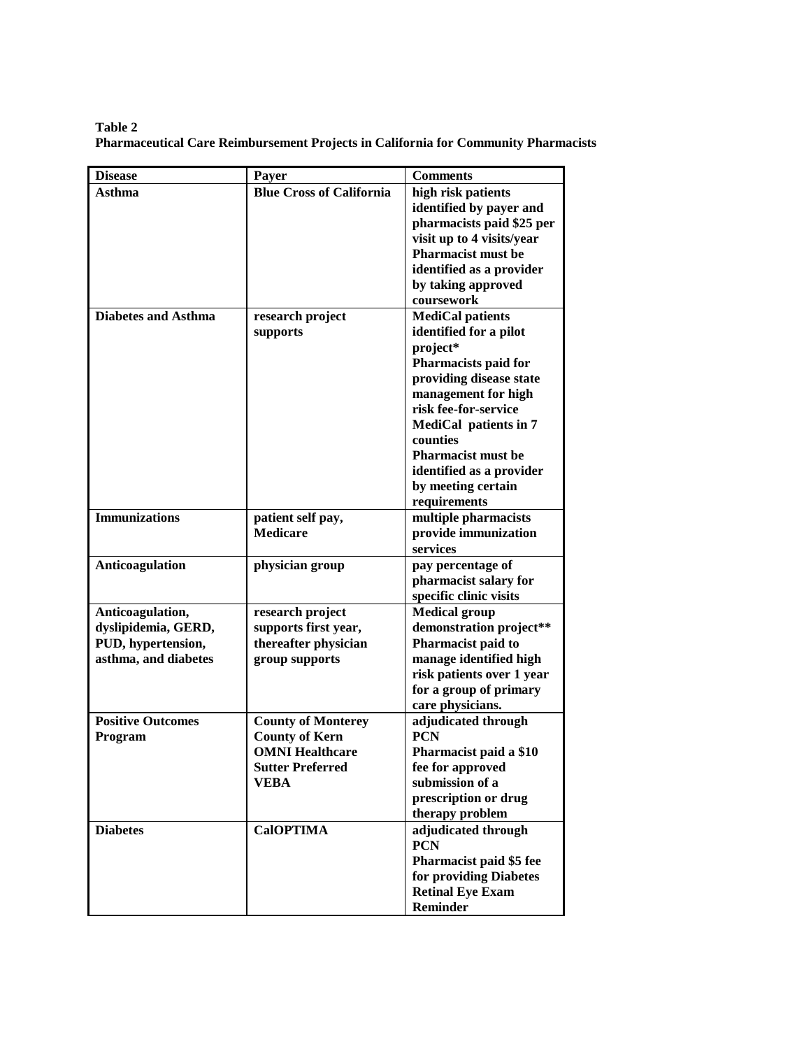**Table 2**
**Pharmaceutical Care Reimbursement Projects in California for Community Pharmacists**

| Disease | Payer | Comments |
|---|---|---|
| **Asthma** | **Blue Cross of California** | **high risk patients identified by payer and pharmacists paid $25 per visit up to 4 visits/year Pharmacist must be identified as a provider by taking approved coursework** |
| **Diabetes and Asthma** | **research project supports** | **MediCal patients identified for a pilot project* Pharmacists paid for providing disease state management for high risk fee-for-service MediCal patients in 7 counties Pharmacist must be identified as a provider by meeting certain requirements** |
| **Immunizations** | **patient self pay, Medicare** | **multiple pharmacists provide immunization services** |
| **Anticoagulation** | **physician group** | **pay percentage of pharmacist salary for specific clinic visits** |
| **Anticoagulation, dyslipidemia, GERD, PUD, hypertension, asthma, and diabetes** | **research project supports first year, thereafter physician group supports** | **Medical group demonstration project** Pharmacist paid to manage identified high risk patients over 1 year for a group of primary care physicians.** |
| **Positive Outcomes Program** | **County of Monterey County of Kern OMNI Healthcare Sutter Preferred VEBA** | **adjudicated through PCN Pharmacist paid a $10 fee for approved submission of a prescription or drug therapy problem** |
| **Diabetes** | **CalOPTIMA** | **adjudicated through PCN Pharmacist paid $5 fee for providing Diabetes Retinal Eye Exam Reminder** |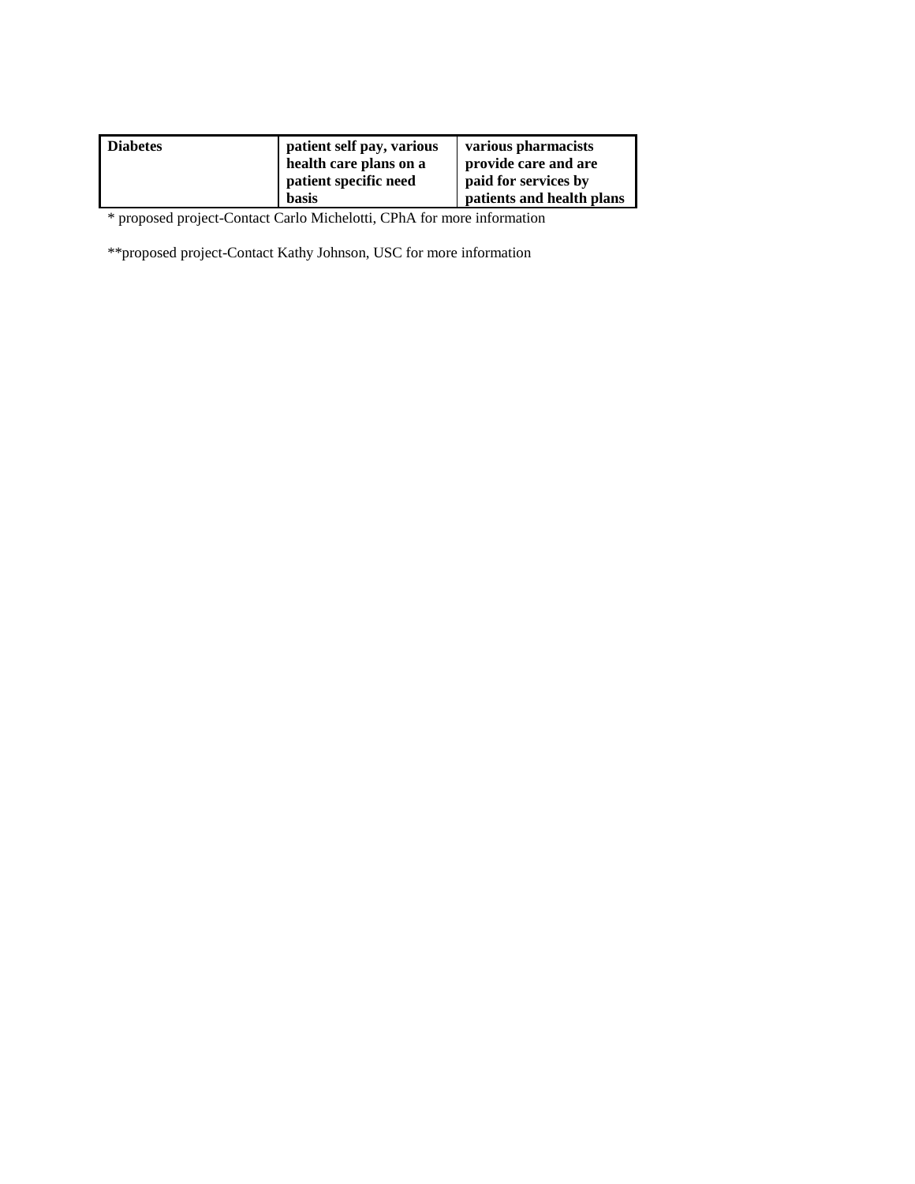| | | |
|---|---|---|
| **Diabetes** | **patient self pay, various health care plans on a patient specific need basis** | **various pharmacists provide care and are paid for services by patients and health plans** |

* proposed project-Contact Carlo Michelotti, CPhA for more information

**proposed project-Contact Kathy Johnson, USC for more information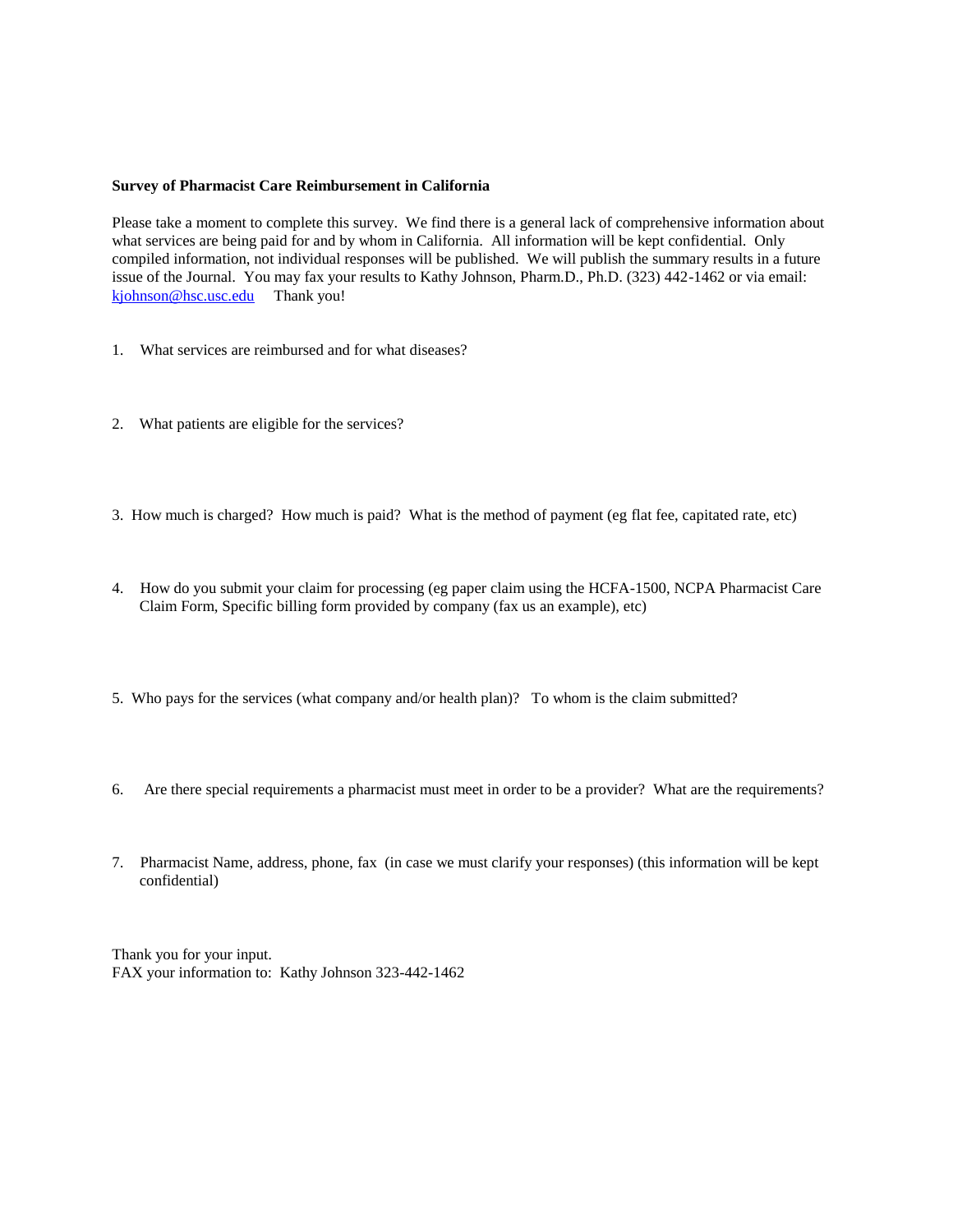**Survey of Pharmacist Care Reimbursement in California**

Please take a moment to complete this survey. We find there is a general lack of comprehensive information about what services are being paid for and by whom in California. All information will be kept confidential. Only compiled information, not individual responses will be published. We will publish the summary results in a future issue of the Journal. You may fax your results to Kathy Johnson, Pharm.D., Ph.D. (323) 442-1462 or via email: kjohnson@hsc.usc.edu Thank you!

1. What services are reimbursed and for what diseases?

2. What patients are eligible for the services?

3. How much is charged? How much is paid? What is the method of payment (eg flat fee, capitated rate, etc)

4. How do you submit your claim for processing (eg paper claim using the HCFA-1500, NCPA Pharmacist Care Claim Form, Specific billing form provided by company (fax us an example), etc)

5. Who pays for the services (what company and/or health plan)? To whom is the claim submitted?

6. Are there special requirements a pharmacist must meet in order to be a provider? What are the requirements?

7. Pharmacist Name, address, phone, fax (in case we must clarify your responses) (this information will be kept confidential)

Thank you for your input.
FAX your information to: Kathy Johnson 323-442-1462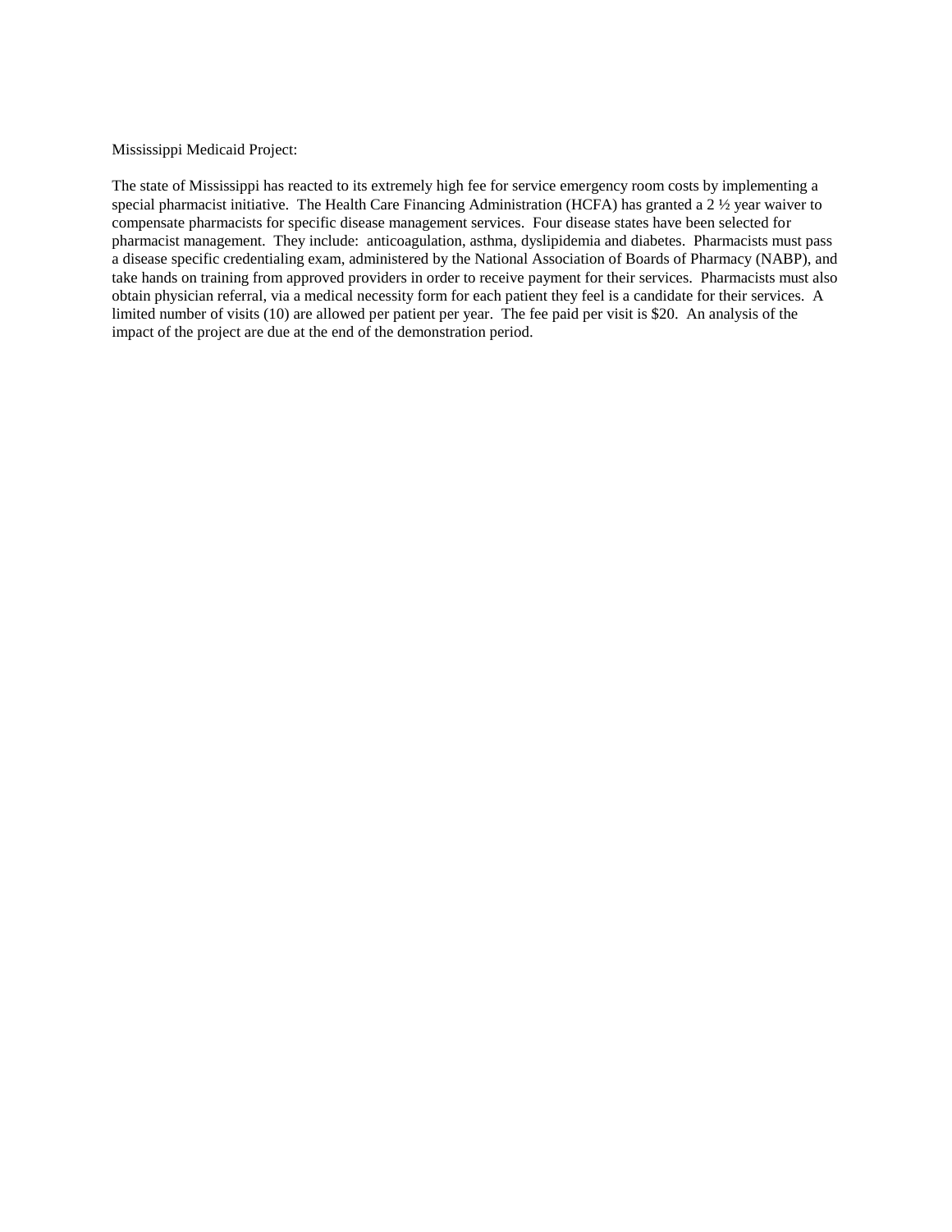Mississippi Medicaid Project:

The state of Mississippi has reacted to its extremely high fee for service emergency room costs by implementing a special pharmacist initiative. The Health Care Financing Administration (HCFA) has granted a 2 ½ year waiver to compensate pharmacists for specific disease management services. Four disease states have been selected for pharmacist management. They include: anticoagulation, asthma, dyslipidemia and diabetes. Pharmacists must pass a disease specific credentialing exam, administered by the National Association of Boards of Pharmacy (NABP), and take hands on training from approved providers in order to receive payment for their services. Pharmacists must also obtain physician referral, via a medical necessity form for each patient they feel is a candidate for their services. A limited number of visits (10) are allowed per patient per year. The fee paid per visit is $20. An analysis of the impact of the project are due at the end of the demonstration period.